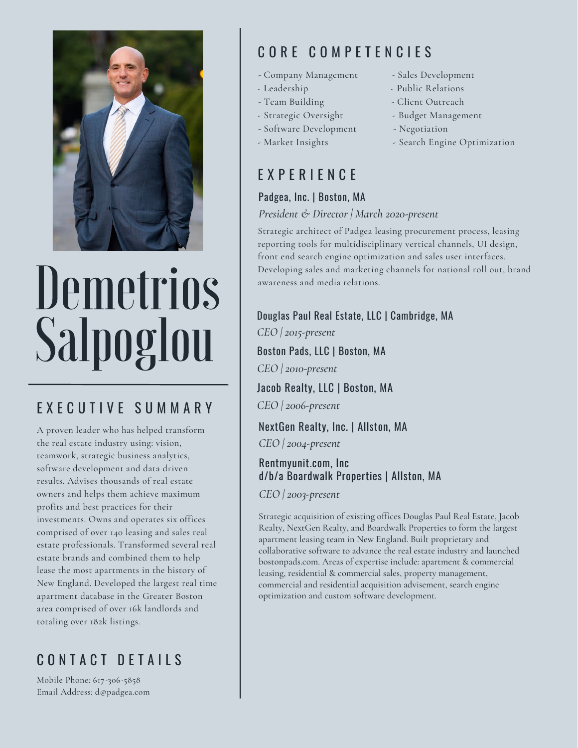# Demetrios Salpoglou

## EXECUTIVE SUMMARY

A proven leader who has helped transform the real estate industry using: vision, teamwork, strategic business analytics, software development and data driven results. Advises thousands of real estate owners and helps them achieve maximum profits and best practices for their investments. Owns and operates six offices comprised of over 140 leasing and sales real estate professionals. Transformed several real estate brands and combined them to help lease the most apartments in the history of New England. Developed the largest real time apartment database in the Greater Boston area comprised of over 16k landlords and totaling over 182k listings.

## CONTACT DETAILS

Mobile Phone: 617-306-5858
Email Address: d@padgea.com

## CORE COMPETENCIES

- Company Management
- Leadership
- Team Building
- Strategic Oversight
- Software Development
- Market Insights
- Sales Development
- Public Relations
- Client Outreach
- Budget Management
- Negotiation
- Search Engine Optimization

## EXPERIENCE

### Padgea, Inc. | Boston, MA

*President & Director | March 2020-present*

Strategic architect of Padgea leasing procurement process, leasing reporting tools for multidisciplinary vertical channels, UI design, front end search engine optimization and sales user interfaces. Developing sales and marketing channels for national roll out, brand awareness and media relations.

### Douglas Paul Real Estate, LLC | Cambridge, MA

*CEO | 2015-present*

### Boston Pads, LLC | Boston, MA

*CEO | 2010-present*

### Jacob Realty, LLC | Boston, MA

*CEO | 2006-present*

### NextGen Realty, Inc. | Allston, MA

*CEO | 2004-present*

### Rentmyunit.com, Inc d/b/a Boardwalk Properties | Allston, MA

*CEO | 2003-present*

Strategic acquisition of existing offices Douglas Paul Real Estate, Jacob Realty, NextGen Realty, and Boardwalk Properties to form the largest apartment leasing team in New England. Built proprietary and collaborative software to advance the real estate industry and launched bostonpads.com. Areas of expertise include: apartment & commercial leasing, residential & commercial sales, property management, commercial and residential acquisition advisement, search engine optimization and custom software development.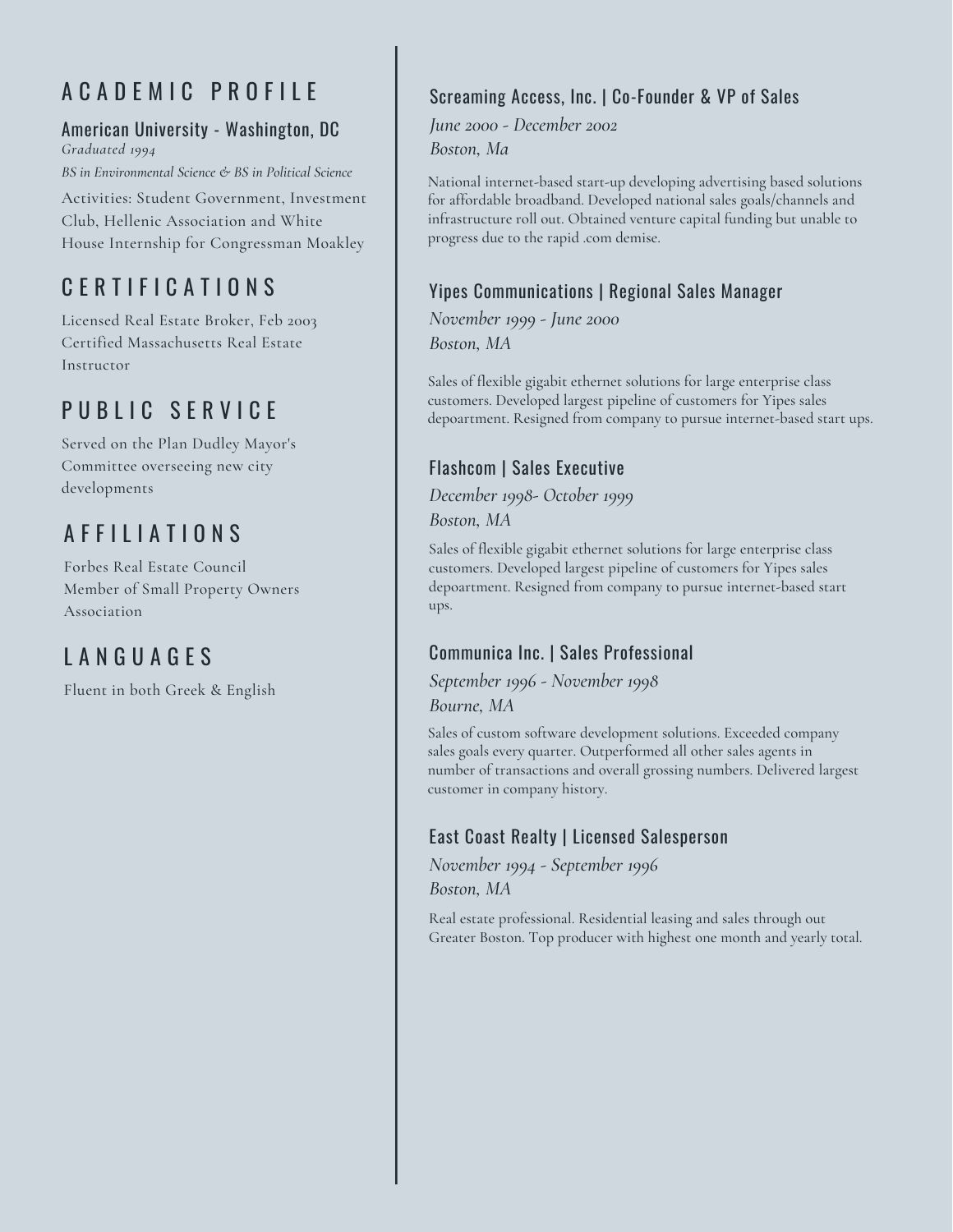## ACADEMIC PROFILE

### American University - Washington, DC

*Graduated 1994*

*BS in Environmental Science & BS in Political Science*

Activities: Student Government, Investment Club, Hellenic Association and White House Internship for Congressman Moakley

## CERTIFICATIONS

Licensed Real Estate Broker, Feb 2003
Certified Massachusetts Real Estate Instructor

## PUBLIC SERVICE

Served on the Plan Dudley Mayor's Committee overseeing new city developments

## AFFILIATIONS

Forbes Real Estate Council
Member of Small Property Owners Association

## LANGUAGES

Fluent in both Greek & English

### Screaming Access, Inc. | Co-Founder & VP of Sales

*June 2000 - December 2002*
*Boston, Ma*

National internet-based start-up developing advertising based solutions for affordable broadband. Developed national sales goals/channels and infrastructure roll out. Obtained venture capital funding but unable to progress due to the rapid .com demise.

### Yipes Communications | Regional Sales Manager

*November 1999 - June 2000*
*Boston, MA*

Sales of flexible gigabit ethernet solutions for large enterprise class customers. Developed largest pipeline of customers for Yipes sales depoartment. Resigned from company to pursue internet-based start ups.

### Flashcom | Sales Executive

*December 1998- October 1999*
*Boston, MA*

Sales of flexible gigabit ethernet solutions for large enterprise class customers. Developed largest pipeline of customers for Yipes sales depoartment. Resigned from company to pursue internet-based start ups.

### Communica Inc. | Sales Professional

*September 1996 - November 1998*
*Bourne, MA*

Sales of custom software development solutions. Exceeded company sales goals every quarter. Outperformed all other sales agents in number of transactions and overall grossing numbers. Delivered largest customer in company history.

### East Coast Realty | Licensed Salesperson

*November 1994 - September 1996*
*Boston, MA*

Real estate professional. Residential leasing and sales through out Greater Boston. Top producer with highest one month and yearly total.